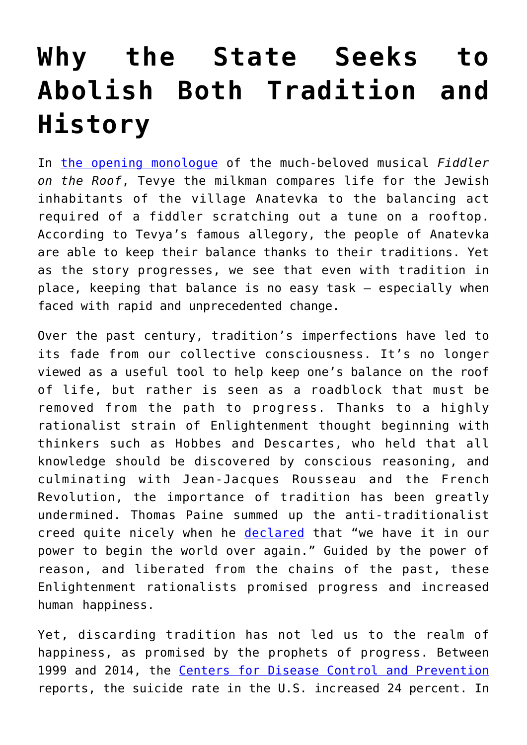# Why the State Seeks to Abolish Both Tradition and History

In the opening monologue of the much-beloved musical *Fiddler on the Roof*, Tevye the milkman compares life for the Jewish inhabitants of the village Anatevka to the balancing act required of a fiddler scratching out a tune on a rooftop. According to Tevya's famous allegory, the people of Anatevka are able to keep their balance thanks to their traditions. Yet as the story progresses, we see that even with tradition in place, keeping that balance is no easy task – especially when faced with rapid and unprecedented change.

Over the past century, tradition's imperfections have led to its fade from our collective consciousness. It's no longer viewed as a useful tool to help keep one's balance on the roof of life, but rather is seen as a roadblock that must be removed from the path to progress. Thanks to a highly rationalist strain of Enlightenment thought beginning with thinkers such as Hobbes and Descartes, who held that all knowledge should be discovered by conscious reasoning, and culminating with Jean-Jacques Rousseau and the French Revolution, the importance of tradition has been greatly undermined. Thomas Paine summed up the anti-traditionalist creed quite nicely when he declared that "we have it in our power to begin the world over again." Guided by the power of reason, and liberated from the chains of the past, these Enlightenment rationalists promised progress and increased human happiness.

Yet, discarding tradition has not led us to the realm of happiness, as promised by the prophets of progress. Between 1999 and 2014, the Centers for Disease Control and Prevention reports, the suicide rate in the U.S. increased 24 percent. In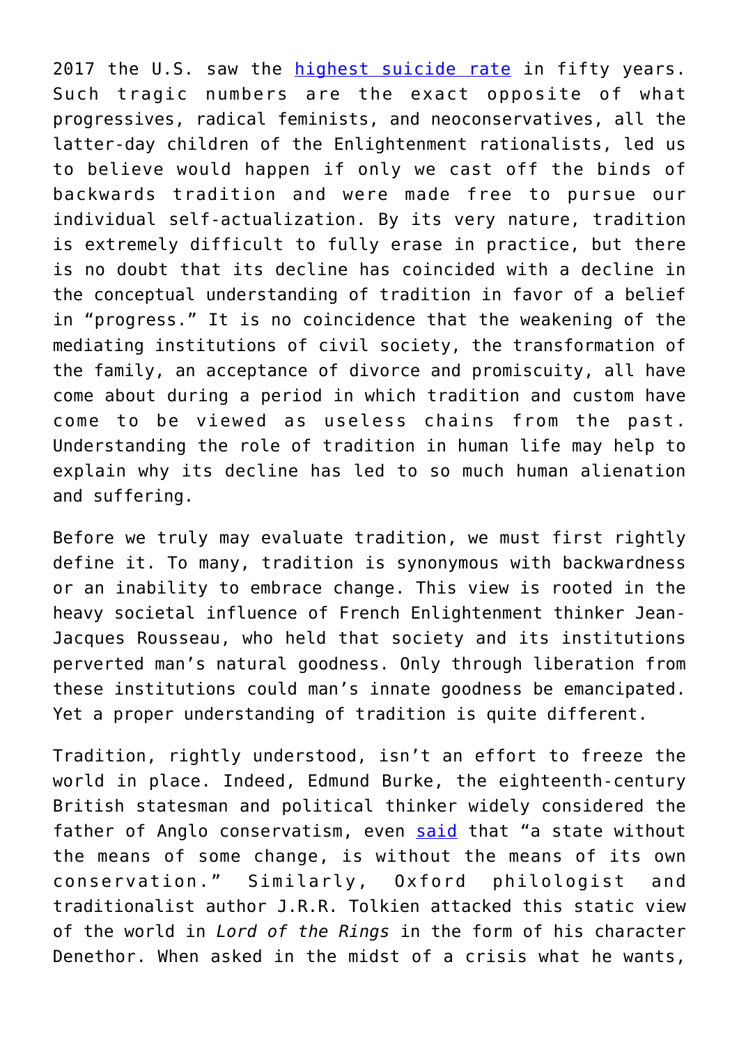2017 the U.S. saw the highest suicide rate in fifty years. Such tragic numbers are the exact opposite of what progressives, radical feminists, and neoconservatives, all the latter-day children of the Enlightenment rationalists, led us to believe would happen if only we cast off the binds of backwards tradition and were made free to pursue our individual self-actualization. By its very nature, tradition is extremely difficult to fully erase in practice, but there is no doubt that its decline has coincided with a decline in the conceptual understanding of tradition in favor of a belief in "progress." It is no coincidence that the weakening of the mediating institutions of civil society, the transformation of the family, an acceptance of divorce and promiscuity, all have come about during a period in which tradition and custom have come to be viewed as useless chains from the past. Understanding the role of tradition in human life may help to explain why its decline has led to so much human alienation and suffering.

Before we truly may evaluate tradition, we must first rightly define it. To many, tradition is synonymous with backwardness or an inability to embrace change. This view is rooted in the heavy societal influence of French Enlightenment thinker Jean-Jacques Rousseau, who held that society and its institutions perverted man's natural goodness. Only through liberation from these institutions could man's innate goodness be emancipated. Yet a proper understanding of tradition is quite different.

Tradition, rightly understood, isn't an effort to freeze the world in place. Indeed, Edmund Burke, the eighteenth-century British statesman and political thinker widely considered the father of Anglo conservatism, even said that "a state without the means of some change, is without the means of its own conservation." Similarly, Oxford philologist and traditionalist author J.R.R. Tolkien attacked this static view of the world in *Lord of the Rings* in the form of his character Denethor. When asked in the midst of a crisis what he wants,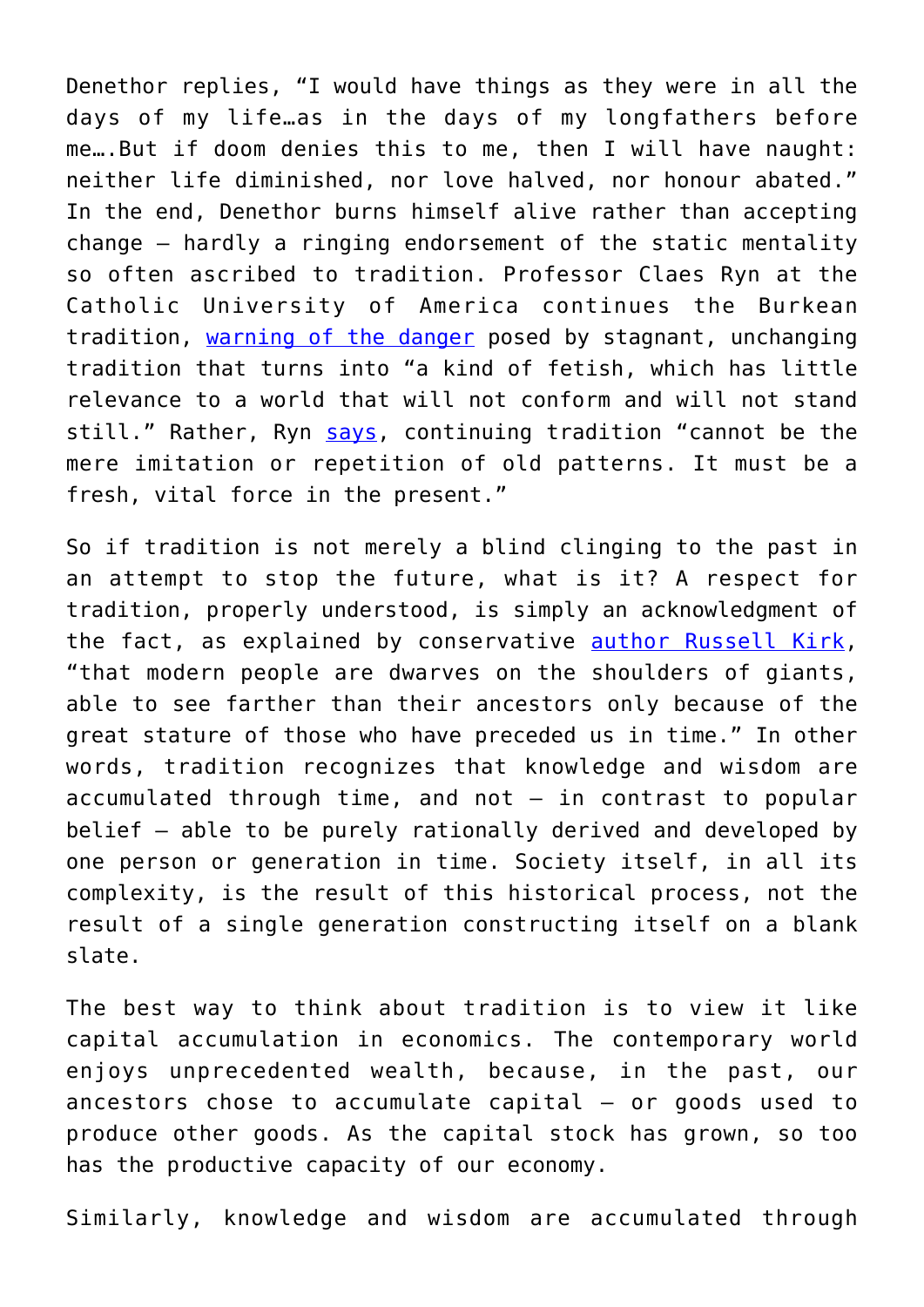Denethor replies, "I would have things as they were in all the days of my life…as in the days of my longfathers before me….But if doom denies this to me, then I will have naught: neither life diminished, nor love halved, nor honour abated." In the end, Denethor burns himself alive rather than accepting change – hardly a ringing endorsement of the static mentality so often ascribed to tradition. Professor Claes Ryn at the Catholic University of America continues the Burkean tradition, warning of the danger posed by stagnant, unchanging tradition that turns into "a kind of fetish, which has little relevance to a world that will not conform and will not stand still." Rather, Ryn says, continuing tradition "cannot be the mere imitation or repetition of old patterns. It must be a fresh, vital force in the present."

So if tradition is not merely a blind clinging to the past in an attempt to stop the future, what is it? A respect for tradition, properly understood, is simply an acknowledgment of the fact, as explained by conservative author Russell Kirk, "that modern people are dwarves on the shoulders of giants, able to see farther than their ancestors only because of the great stature of those who have preceded us in time." In other words, tradition recognizes that knowledge and wisdom are accumulated through time, and not – in contrast to popular belief – able to be purely rationally derived and developed by one person or generation in time. Society itself, in all its complexity, is the result of this historical process, not the result of a single generation constructing itself on a blank slate.

The best way to think about tradition is to view it like capital accumulation in economics. The contemporary world enjoys unprecedented wealth, because, in the past, our ancestors chose to accumulate capital – or goods used to produce other goods. As the capital stock has grown, so too has the productive capacity of our economy.

Similarly, knowledge and wisdom are accumulated through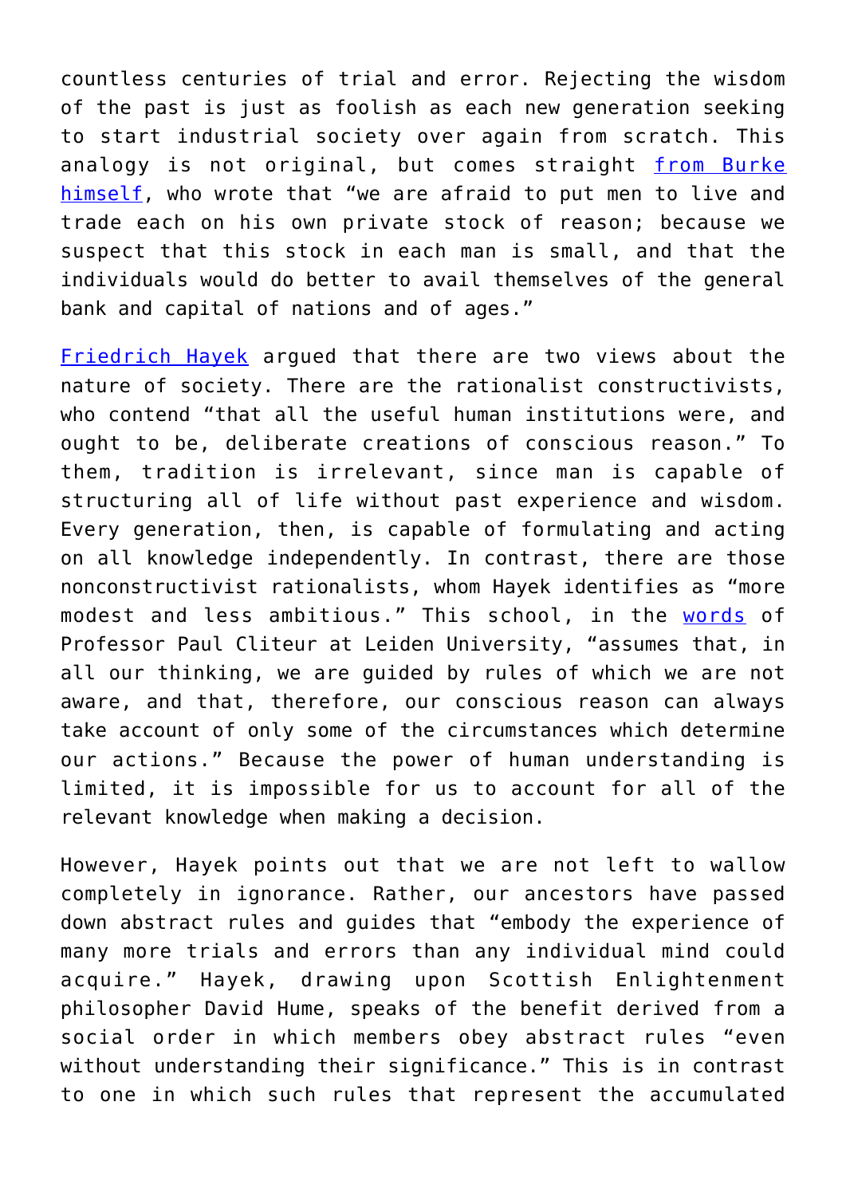countless centuries of trial and error. Rejecting the wisdom of the past is just as foolish as each new generation seeking to start industrial society over again from scratch. This analogy is not original, but comes straight from Burke himself, who wrote that "we are afraid to put men to live and trade each on his own private stock of reason; because we suspect that this stock in each man is small, and that the individuals would do better to avail themselves of the general bank and capital of nations and of ages."

Friedrich Hayek argued that there are two views about the nature of society. There are the rationalist constructivists, who contend "that all the useful human institutions were, and ought to be, deliberate creations of conscious reason." To them, tradition is irrelevant, since man is capable of structuring all of life without past experience and wisdom. Every generation, then, is capable of formulating and acting on all knowledge independently. In contrast, there are those nonconstructivist rationalists, whom Hayek identifies as "more modest and less ambitious." This school, in the words of Professor Paul Cliteur at Leiden University, "assumes that, in all our thinking, we are guided by rules of which we are not aware, and that, therefore, our conscious reason can always take account of only some of the circumstances which determine our actions." Because the power of human understanding is limited, it is impossible for us to account for all of the relevant knowledge when making a decision.

However, Hayek points out that we are not left to wallow completely in ignorance. Rather, our ancestors have passed down abstract rules and guides that "embody the experience of many more trials and errors than any individual mind could acquire." Hayek, drawing upon Scottish Enlightenment philosopher David Hume, speaks of the benefit derived from a social order in which members obey abstract rules "even without understanding their significance." This is in contrast to one in which such rules that represent the accumulated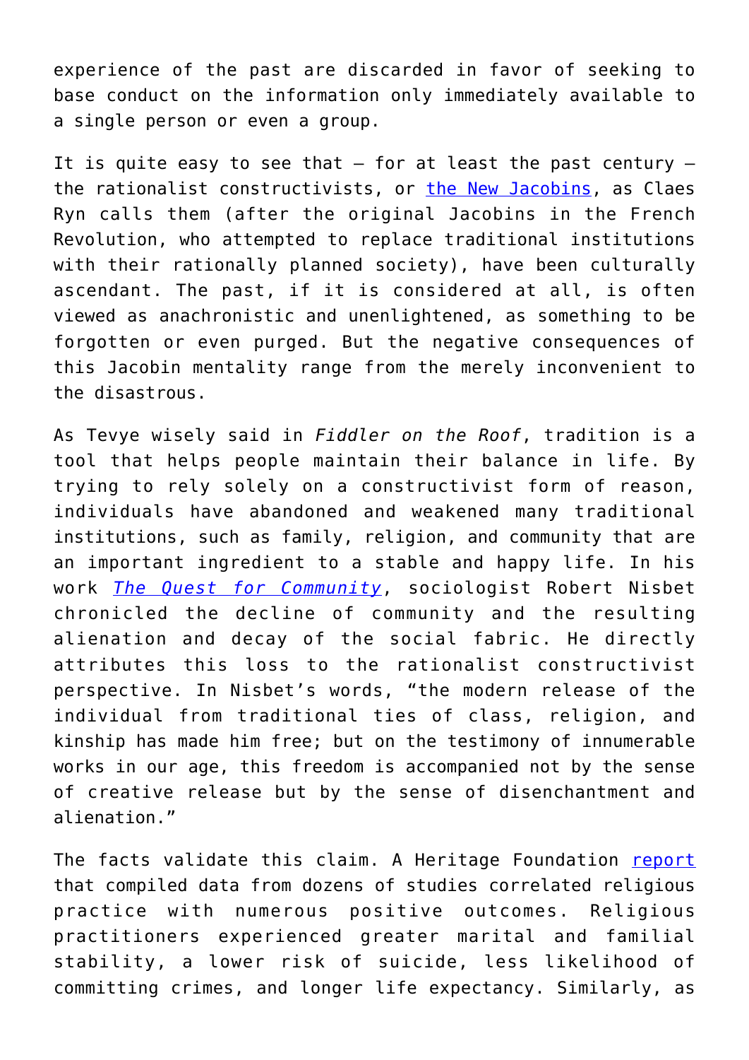experience of the past are discarded in favor of seeking to base conduct on the information only immediately available to a single person or even a group.

It is quite easy to see that – for at least the past century – the rationalist constructivists, or the New Jacobins, as Claes Ryn calls them (after the original Jacobins in the French Revolution, who attempted to replace traditional institutions with their rationally planned society), have been culturally ascendant. The past, if it is considered at all, is often viewed as anachronistic and unenlightened, as something to be forgotten or even purged. But the negative consequences of this Jacobin mentality range from the merely inconvenient to the disastrous.

As Tevye wisely said in *Fiddler on the Roof*, tradition is a tool that helps people maintain their balance in life. By trying to rely solely on a constructivist form of reason, individuals have abandoned and weakened many traditional institutions, such as family, religion, and community that are an important ingredient to a stable and happy life. In his work *The Quest for Community*, sociologist Robert Nisbet chronicled the decline of community and the resulting alienation and decay of the social fabric. He directly attributes this loss to the rationalist constructivist perspective. In Nisbet's words, "the modern release of the individual from traditional ties of class, religion, and kinship has made him free; but on the testimony of innumerable works in our age, this freedom is accompanied not by the sense of creative release but by the sense of disenchantment and alienation."

The facts validate this claim. A Heritage Foundation report that compiled data from dozens of studies correlated religious practice with numerous positive outcomes. Religious practitioners experienced greater marital and familial stability, a lower risk of suicide, less likelihood of committing crimes, and longer life expectancy. Similarly, as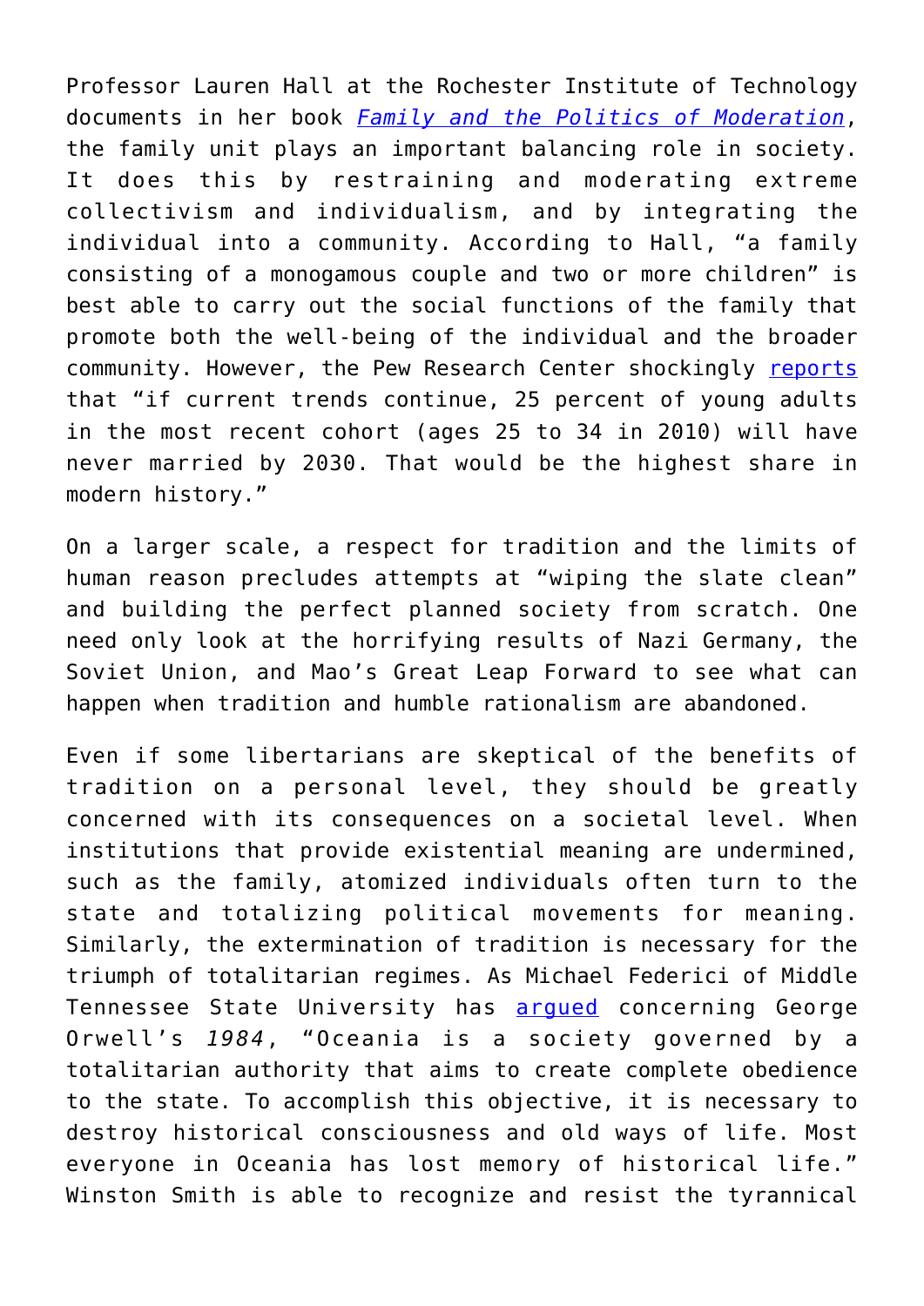Professor Lauren Hall at the Rochester Institute of Technology documents in her book [*Family and the Politics of Moderation*](), the family unit plays an important balancing role in society. It does this by restraining and moderating extreme collectivism and individualism, and by integrating the individual into a community. According to Hall, "a family consisting of a monogamous couple and two or more children" is best able to carry out the social functions of the family that promote both the well-being of the individual and the broader community. However, the Pew Research Center shockingly [reports]() that "if current trends continue, 25 percent of young adults in the most recent cohort (ages 25 to 34 in 2010) will have never married by 2030. That would be the highest share in modern history."

On a larger scale, a respect for tradition and the limits of human reason precludes attempts at "wiping the slate clean" and building the perfect planned society from scratch. One need only look at the horrifying results of Nazi Germany, the Soviet Union, and Mao's Great Leap Forward to see what can happen when tradition and humble rationalism are abandoned.

Even if some libertarians are skeptical of the benefits of tradition on a personal level, they should be greatly concerned with its consequences on a societal level. When institutions that provide existential meaning are undermined, such as the family, atomized individuals often turn to the state and totalizing political movements for meaning. Similarly, the extermination of tradition is necessary for the triumph of totalitarian regimes. As Michael Federici of Middle Tennessee State University has [argued]() concerning George Orwell's *1984*, "Oceania is a society governed by a totalitarian authority that aims to create complete obedience to the state. To accomplish this objective, it is necessary to destroy historical consciousness and old ways of life. Most everyone in Oceania has lost memory of historical life." Winston Smith is able to recognize and resist the tyrannical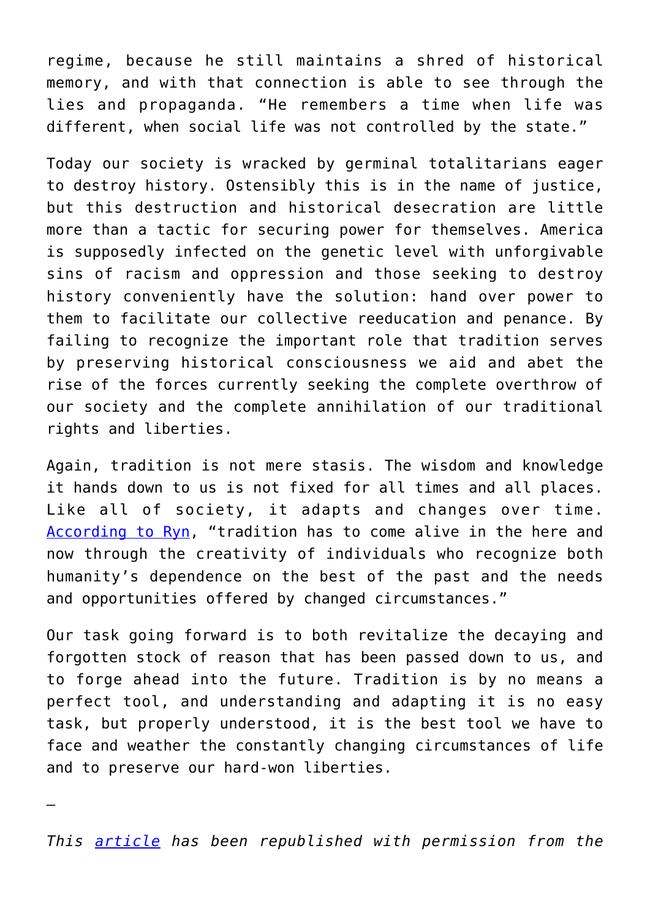regime, because he still maintains a shred of historical memory, and with that connection is able to see through the lies and propaganda. "He remembers a time when life was different, when social life was not controlled by the state."

Today our society is wracked by germinal totalitarians eager to destroy history. Ostensibly this is in the name of justice, but this destruction and historical desecration are little more than a tactic for securing power for themselves. America is supposedly infected on the genetic level with unforgivable sins of racism and oppression and those seeking to destroy history conveniently have the solution: hand over power to them to facilitate our collective reeducation and penance. By failing to recognize the important role that tradition serves by preserving historical consciousness we aid and abet the rise of the forces currently seeking the complete overthrow of our society and the complete annihilation of our traditional rights and liberties.

Again, tradition is not mere stasis. The wisdom and knowledge it hands down to us is not fixed for all times and all places. Like all of society, it adapts and changes over time. According to Ryn, "tradition has to come alive in the here and now through the creativity of individuals who recognize both humanity's dependence on the best of the past and the needs and opportunities offered by changed circumstances."

Our task going forward is to both revitalize the decaying and forgotten stock of reason that has been passed down to us, and to forge ahead into the future. Tradition is by no means a perfect tool, and understanding and adapting it is no easy task, but properly understood, it is the best tool we have to face and weather the constantly changing circumstances of life and to preserve our hard-won liberties.

—

*This article has been republished with permission from the*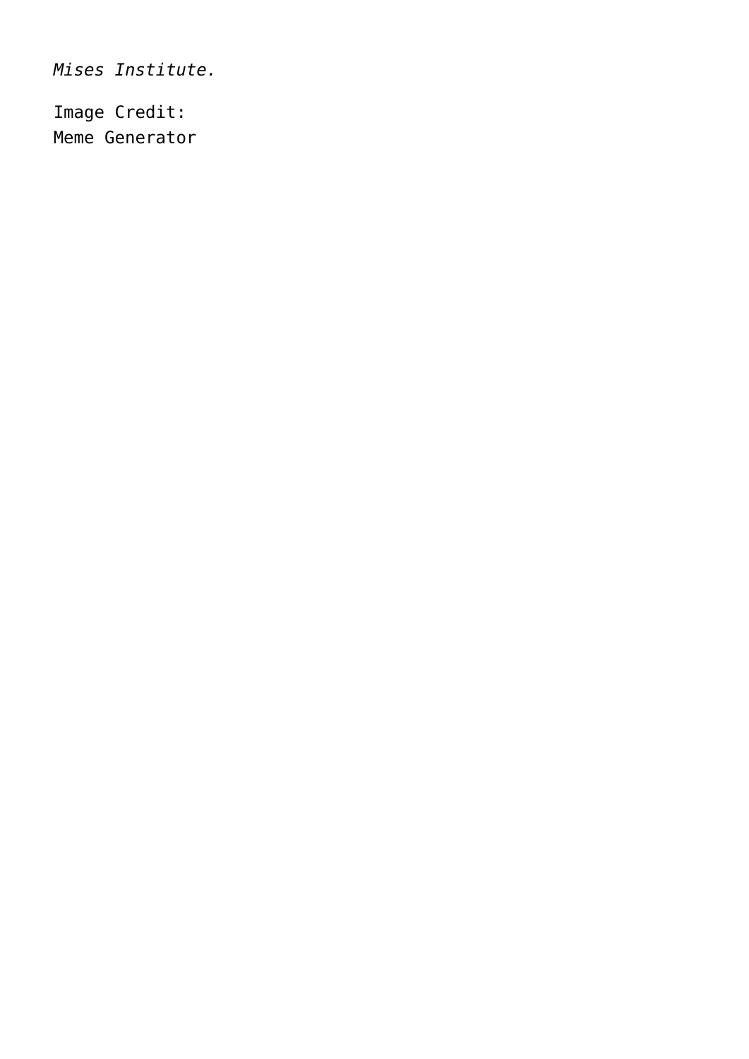*Mises Institute.*

Image Credit:
Meme Generator